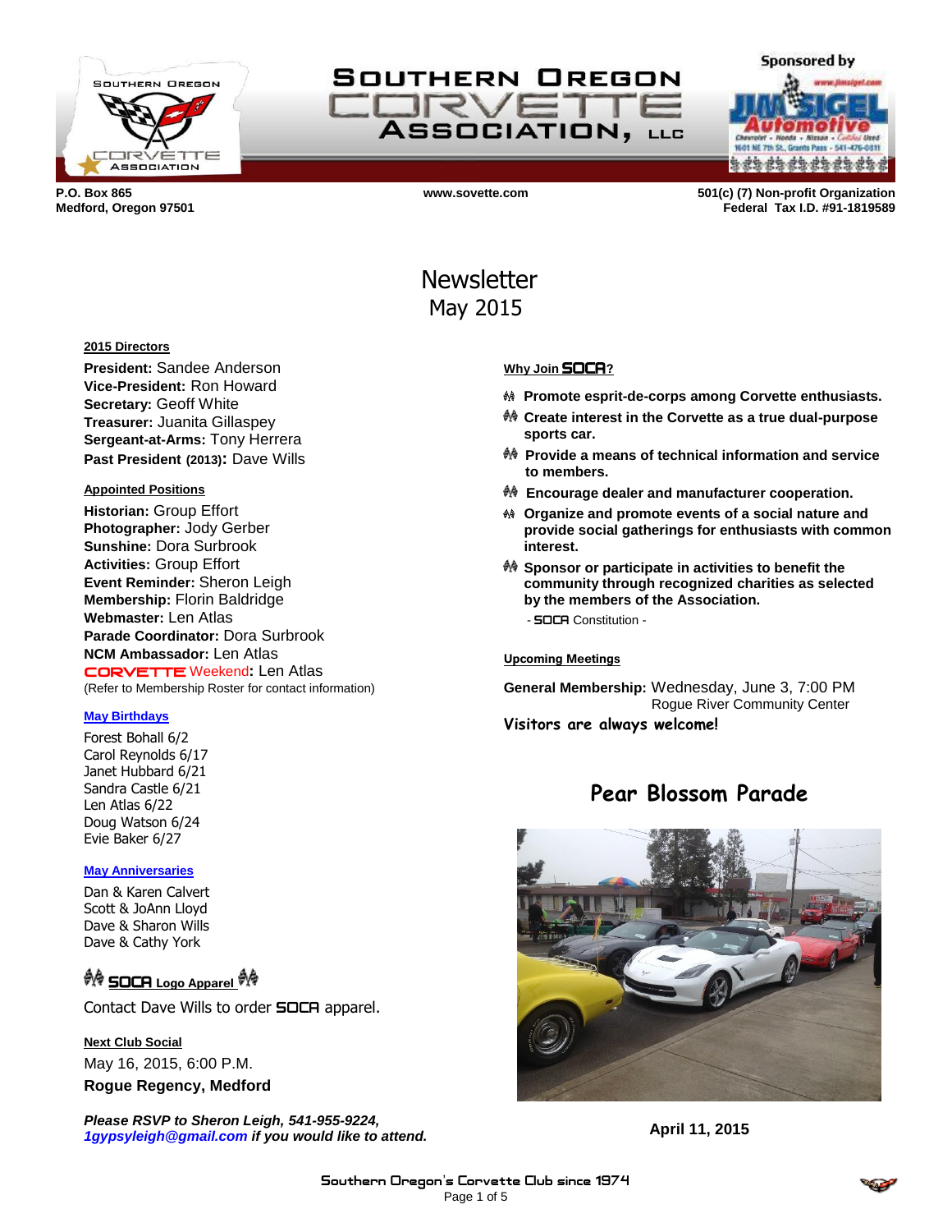# Southern Oregon Corvette Association, LLC

Sponsored by Jim Sigel Automotive

**P.O. Box 865**
**Medford, Oregon 97501**

**www.sovette.com**

**501(c) (7) Non-profit Organization**
**Federal Tax I.D. #91-1819589**

# Newsletter
## May 2015

### 2015 Directors

**President:** Sandee Anderson
**Vice-President:** Ron Howard
**Secretary:** Geoff White
**Treasurer:** Juanita Gillaspey
**Sergeant-at-Arms:** Tony Herrera
**Past President (2013):** Dave Wills

### Appointed Positions

**Historian:** Group Effort
**Photographer:** Jody Gerber
**Sunshine:** Dora Surbrook
**Activities:** Group Effort
**Event Reminder:** Sheron Leigh
**Membership:** Florin Baldridge
**Webmaster:** Len Atlas
**Parade Coordinator:** Dora Surbrook
**NCM Ambassador:** Len Atlas
CORVETTE Weekend**:** Len Atlas
(Refer to Membership Roster for contact information)

### May Birthdays

Forest Bohall 6/2
Carol Reynolds 6/17
Janet Hubbard 6/21
Sandra Castle 6/21
Len Atlas 6/22
Doug Watson 6/24
Evie Baker 6/27

### May Anniversaries

Dan & Karen Calvert
Scott & JoAnn Lloyd
Dave & Sharon Wills
Dave & Cathy York

### SOCA Logo Apparel

Contact Dave Wills to order SOCA apparel.

### Next Club Social

May 16, 2015, 6:00 P.M.
**Rogue Regency, Medford**

***Please RSVP to Sheron Leigh, 541-955-9224, 1gypsyleigh@gmail.com if you would like to attend.***

### Why Join SOCA?

- **Promote esprit-de-corps among Corvette enthusiasts.**
- **Create interest in the Corvette as a true dual-purpose sports car.**
- **Provide a means of technical information and service to members.**
- **Encourage dealer and manufacturer cooperation.**
- **Organize and promote events of a social nature and provide social gatherings for enthusiasts with common interest.**
- **Sponsor or participate in activities to benefit the community through recognized charities as selected by the members of the Association.**

- SOCA Constitution -

### Upcoming Meetings

**General Membership:** Wednesday, June 3, 7:00 PM
Rogue River Community Center

**Visitors are always welcome!**

## Pear Blossom Parade

**April 11, 2015**

Southern Oregon's Corvette Club since 1974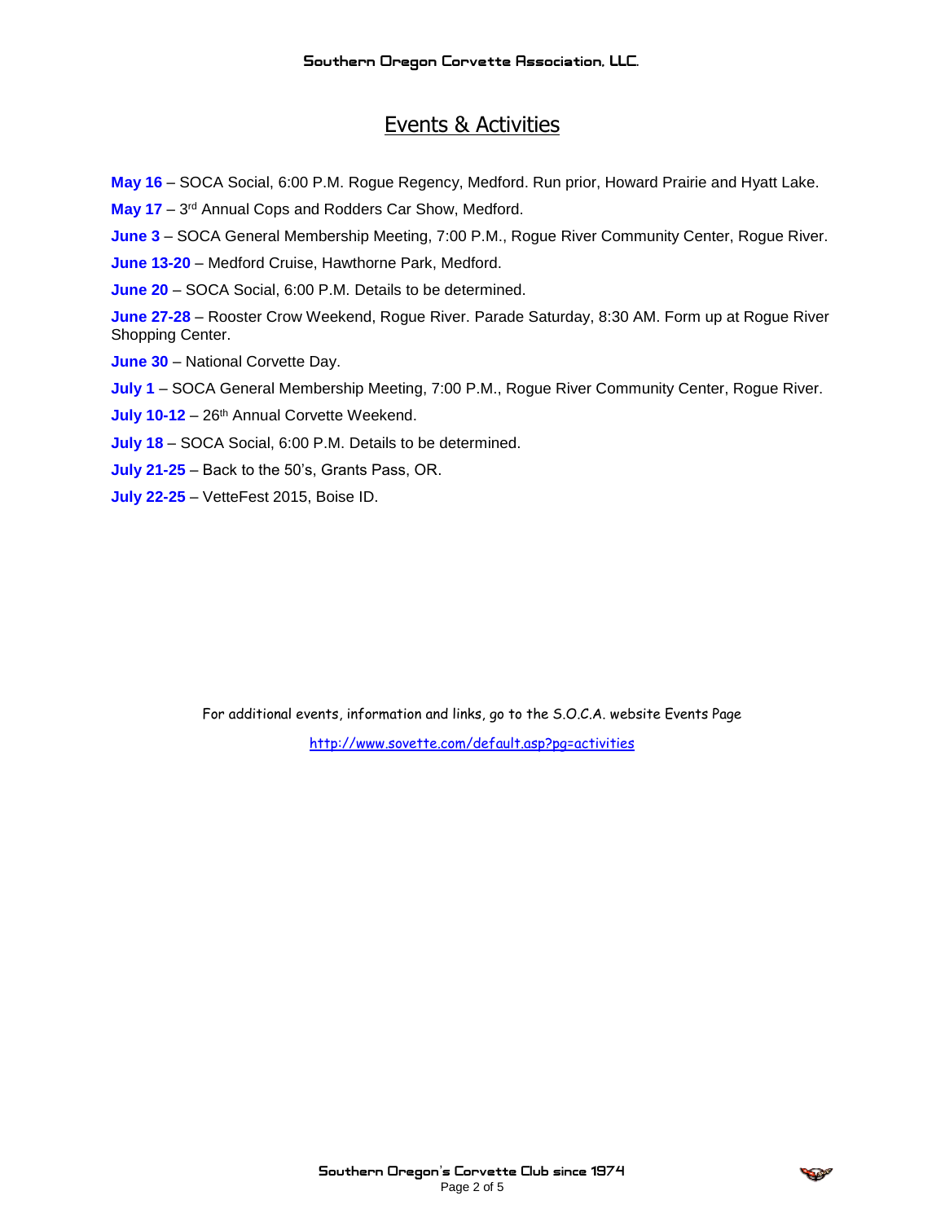## Events & Activities

**May 16** – SOCA Social, 6:00 P.M. Rogue Regency, Medford. Run prior, Howard Prairie and Hyatt Lake.

**May 17** – 3rd Annual Cops and Rodders Car Show, Medford.

**June 3** – SOCA General Membership Meeting, 7:00 P.M., Rogue River Community Center, Rogue River.

**June 13-20** – Medford Cruise, Hawthorne Park, Medford.

**June 20** – SOCA Social, 6:00 P.M. Details to be determined.

**June 27-28** – Rooster Crow Weekend, Rogue River. Parade Saturday, 8:30 AM. Form up at Rogue River Shopping Center.

**June 30** – National Corvette Day.

**July 1** – SOCA General Membership Meeting, 7:00 P.M., Rogue River Community Center, Rogue River.

**July 10-12** – 26th Annual Corvette Weekend.

**July 18** – SOCA Social, 6:00 P.M. Details to be determined.

**July 21-25** – Back to the 50's, Grants Pass, OR.

**July 22-25** – VetteFest 2015, Boise ID.

For additional events, information and links, go to the S.O.C.A. website Events Page

http://www.sovette.com/default.asp?pg=activities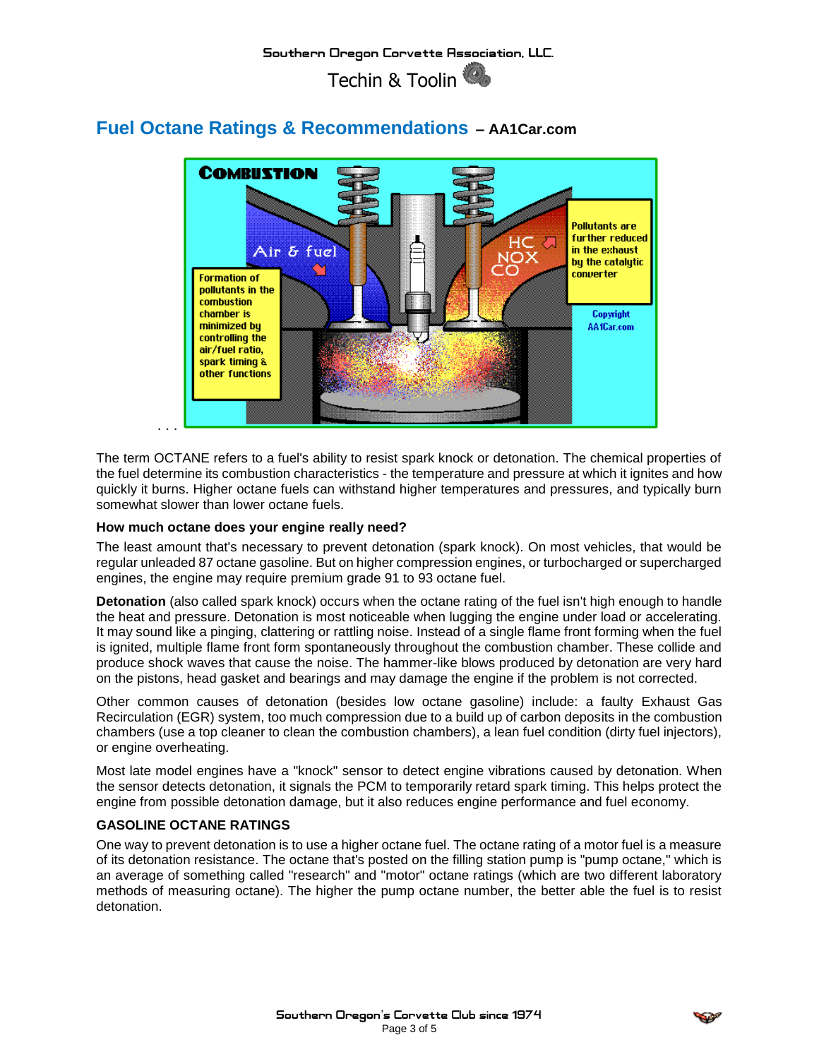## Fuel Octane Ratings & Recommendations – AA1Car.com

. . .

The term OCTANE refers to a fuel's ability to resist spark knock or detonation. The chemical properties of the fuel determine its combustion characteristics - the temperature and pressure at which it ignites and how quickly it burns. Higher octane fuels can withstand higher temperatures and pressures, and typically burn somewhat slower than lower octane fuels.

**How much octane does your engine really need?**

The least amount that's necessary to prevent detonation (spark knock). On most vehicles, that would be regular unleaded 87 octane gasoline. But on higher compression engines, or turbocharged or supercharged engines, the engine may require premium grade 91 to 93 octane fuel.

**Detonation** (also called spark knock) occurs when the octane rating of the fuel isn't high enough to handle the heat and pressure. Detonation is most noticeable when lugging the engine under load or accelerating. It may sound like a pinging, clattering or rattling noise. Instead of a single flame front forming when the fuel is ignited, multiple flame front form spontaneously throughout the combustion chamber. These collide and produce shock waves that cause the noise. The hammer-like blows produced by detonation are very hard on the pistons, head gasket and bearings and may damage the engine if the problem is not corrected.

Other common causes of detonation (besides low octane gasoline) include: a faulty Exhaust Gas Recirculation (EGR) system, too much compression due to a build up of carbon deposits in the combustion chambers (use a top cleaner to clean the combustion chambers), a lean fuel condition (dirty fuel injectors), or engine overheating.

Most late model engines have a "knock" sensor to detect engine vibrations caused by detonation. When the sensor detects detonation, it signals the PCM to temporarily retard spark timing. This helps protect the engine from possible detonation damage, but it also reduces engine performance and fuel economy.

**GASOLINE OCTANE RATINGS**

One way to prevent detonation is to use a higher octane fuel. The octane rating of a motor fuel is a measure of its detonation resistance. The octane that's posted on the filling station pump is "pump octane," which is an average of something called "research" and "motor" octane ratings (which are two different laboratory methods of measuring octane). The higher the pump octane number, the better able the fuel is to resist detonation.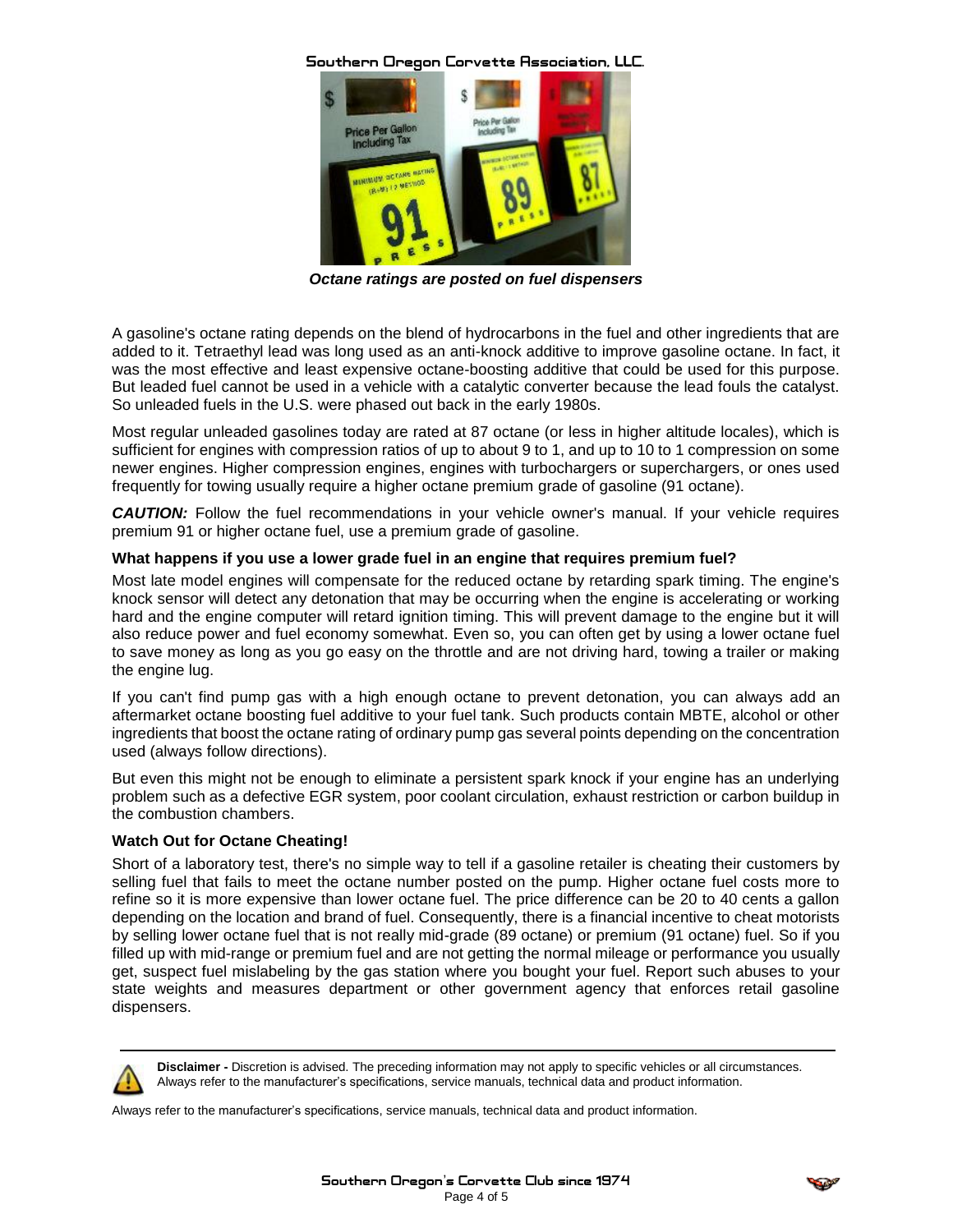*Octane ratings are posted on fuel dispensers*

A gasoline's octane rating depends on the blend of hydrocarbons in the fuel and other ingredients that are added to it. Tetraethyl lead was long used as an anti-knock additive to improve gasoline octane. In fact, it was the most effective and least expensive octane-boosting additive that could be used for this purpose. But leaded fuel cannot be used in a vehicle with a catalytic converter because the lead fouls the catalyst. So unleaded fuels in the U.S. were phased out back in the early 1980s.

Most regular unleaded gasolines today are rated at 87 octane (or less in higher altitude locales), which is sufficient for engines with compression ratios of up to about 9 to 1, and up to 10 to 1 compression on some newer engines. Higher compression engines, engines with turbochargers or superchargers, or ones used frequently for towing usually require a higher octane premium grade of gasoline (91 octane).

***CAUTION:*** Follow the fuel recommendations in your vehicle owner's manual. If your vehicle requires premium 91 or higher octane fuel, use a premium grade of gasoline.

**What happens if you use a lower grade fuel in an engine that requires premium fuel?**

Most late model engines will compensate for the reduced octane by retarding spark timing. The engine's knock sensor will detect any detonation that may be occurring when the engine is accelerating or working hard and the engine computer will retard ignition timing. This will prevent damage to the engine but it will also reduce power and fuel economy somewhat. Even so, you can often get by using a lower octane fuel to save money as long as you go easy on the throttle and are not driving hard, towing a trailer or making the engine lug.

If you can't find pump gas with a high enough octane to prevent detonation, you can always add an aftermarket octane boosting fuel additive to your fuel tank. Such products contain MBTE, alcohol or other ingredients that boost the octane rating of ordinary pump gas several points depending on the concentration used (always follow directions).

But even this might not be enough to eliminate a persistent spark knock if your engine has an underlying problem such as a defective EGR system, poor coolant circulation, exhaust restriction or carbon buildup in the combustion chambers.

**Watch Out for Octane Cheating!**

Short of a laboratory test, there's no simple way to tell if a gasoline retailer is cheating their customers by selling fuel that fails to meet the octane number posted on the pump. Higher octane fuel costs more to refine so it is more expensive than lower octane fuel. The price difference can be 20 to 40 cents a gallon depending on the location and brand of fuel. Consequently, there is a financial incentive to cheat motorists by selling lower octane fuel that is not really mid-grade (89 octane) or premium (91 octane) fuel. So if you filled up with mid-range or premium fuel and are not getting the normal mileage or performance you usually get, suspect fuel mislabeling by the gas station where you bought your fuel. Report such abuses to your state weights and measures department or other government agency that enforces retail gasoline dispensers.

---

**Disclaimer -** Discretion is advised. The preceding information may not apply to specific vehicles or all circumstances. Always refer to the manufacturer's specifications, service manuals, technical data and product information.

Always refer to the manufacturer's specifications, service manuals, technical data and product information.